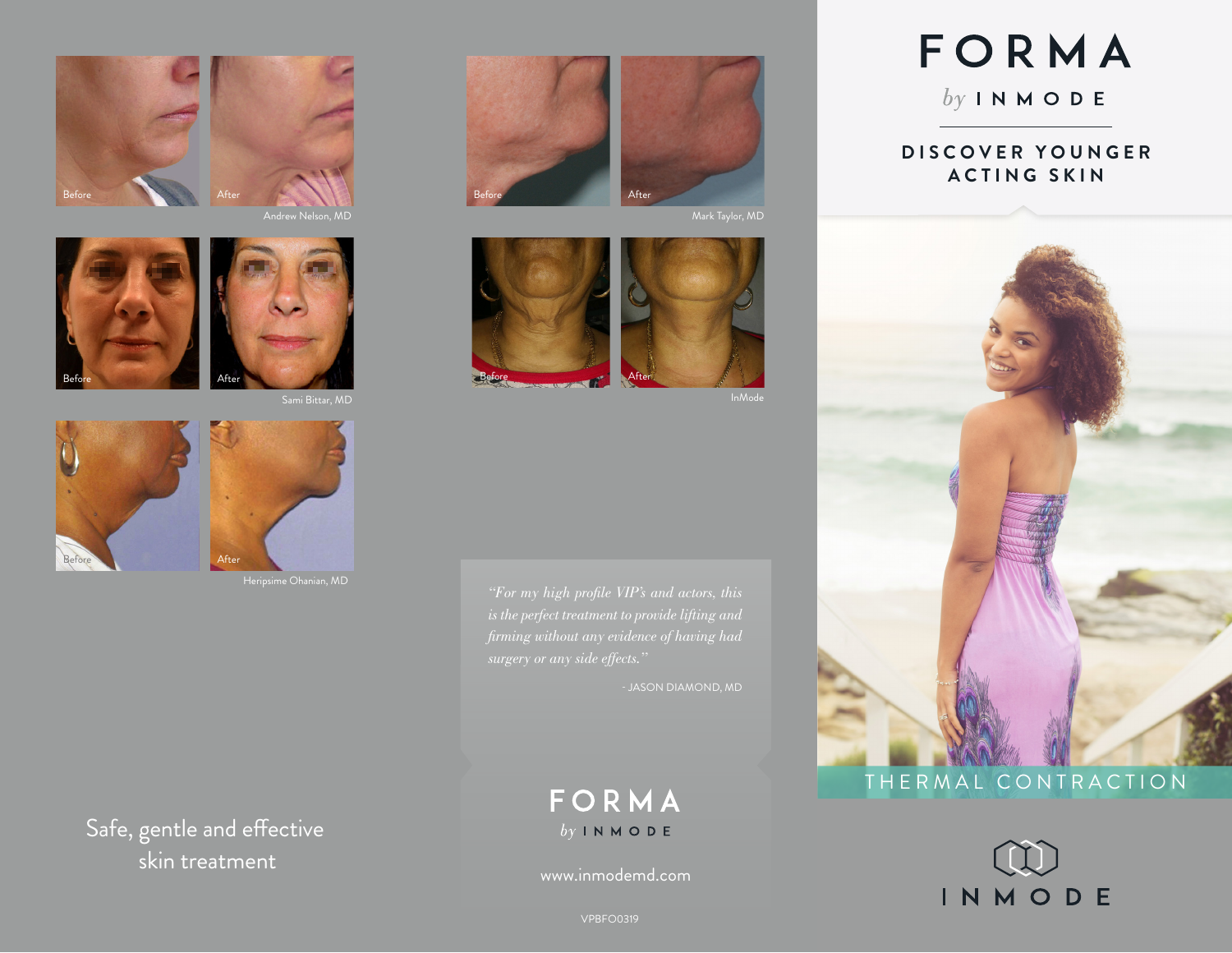Before | After

Andrew Nelson, MD

Before | After

Sami Bittar, MD

Before | After

Heripsime Ohanian, MD

Safe, gentle and effective skin treatment

Before | After

Mark Taylor, MD

Before | After

InMode

*"For my high profile VIP's and actors, this is the perfect treatment to provide lifting and firming without any evidence of having had surgery or any side effects."*

\- JASON DIAMOND, MD

FORMA
by INMODE

www.inmodemd.com

VPBFO0319

# FORMA

by INMODE

## DISCOVER YOUNGER ACTING SKIN

THERMAL CONTRACTION

INMODE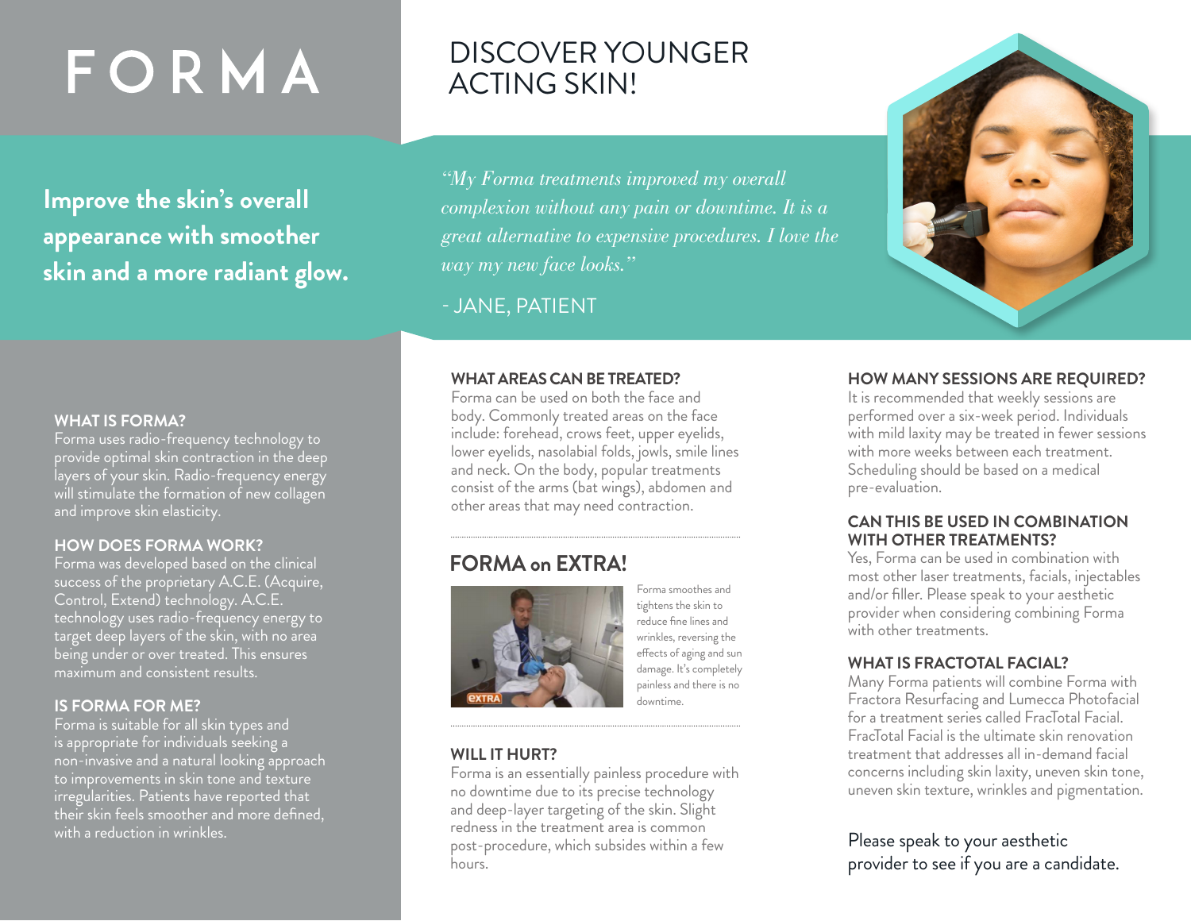# FORMA

## DISCOVER YOUNGER ACTING SKIN!

**Improve the skin's overall appearance with smoother skin and a more radiant glow.**

*"My Forma treatments improved my overall complexion without any pain or downtime. It is a great alternative to expensive procedures. I love the way my new face looks."*

- JANE, PATIENT

### WHAT IS FORMA?

Forma uses radio-frequency technology to provide optimal skin contraction in the deep layers of your skin. Radio-frequency energy will stimulate the formation of new collagen and improve skin elasticity.

### HOW DOES FORMA WORK?

Forma was developed based on the clinical success of the proprietary A.C.E. (Acquire, Control, Extend) technology. A.C.E. technology uses radio-frequency energy to target deep layers of the skin, with no area being under or over treated. This ensures maximum and consistent results.

### IS FORMA FOR ME?

Forma is suitable for all skin types and is appropriate for individuals seeking a non-invasive and a natural looking approach to improvements in skin tone and texture irregularities. Patients have reported that their skin feels smoother and more defined, with a reduction in wrinkles.

### WHAT AREAS CAN BE TREATED?

Forma can be used on both the face and body. Commonly treated areas on the face include: forehead, crows feet, upper eyelids, lower eyelids, nasolabial folds, jowls, smile lines and neck. On the body, popular treatments consist of the arms (bat wings), abdomen and other areas that may need contraction.

## FORMA on EXTRA!

Forma smoothes and tightens the skin to reduce fine lines and wrinkles, reversing the effects of aging and sun damage. It's completely painless and there is no downtime.

### WILL IT HURT?

Forma is an essentially painless procedure with no downtime due to its precise technology and deep-layer targeting of the skin. Slight redness in the treatment area is common post-procedure, which subsides within a few hours.

### HOW MANY SESSIONS ARE REQUIRED?

It is recommended that weekly sessions are performed over a six-week period. Individuals with mild laxity may be treated in fewer sessions with more weeks between each treatment. Scheduling should be based on a medical pre-evaluation.

### CAN THIS BE USED IN COMBINATION WITH OTHER TREATMENTS?

Yes, Forma can be used in combination with most other laser treatments, facials, injectables and/or filler. Please speak to your aesthetic provider when considering combining Forma with other treatments.

### WHAT IS FRACTOTAL FACIAL?

Many Forma patients will combine Forma with Fractora Resurfacing and Lumecca Photofacial for a treatment series called FracTotal Facial. FracTotal Facial is the ultimate skin renovation treatment that addresses all in-demand facial concerns including skin laxity, uneven skin tone, uneven skin texture, wrinkles and pigmentation.

Please speak to your aesthetic provider to see if you are a candidate.